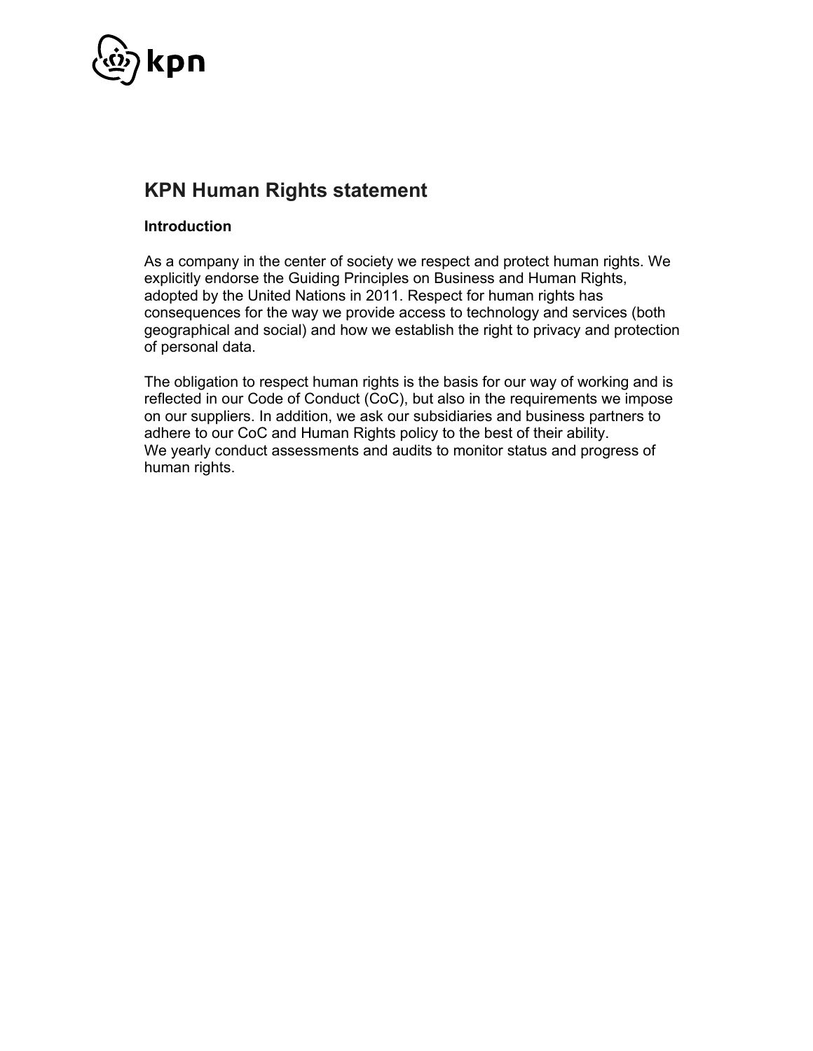# KPN Human Rights statement

## Introduction

As a company in the center of society we respect and protect human rights. We explicitly endorse the Guiding Principles on Business and Human Rights, adopted by the United Nations in 2011. Respect for human rights has consequences for the way we provide access to technology and services (both geographical and social) and how we establish the right to privacy and protection of personal data.

The obligation to respect human rights is the basis for our way of working and is reflected in our Code of Conduct (CoC), but also in the requirements we impose on our suppliers. In addition, we ask our subsidiaries and business partners to adhere to our CoC and Human Rights policy to the best of their ability.
We yearly conduct assessments and audits to monitor status and progress of human rights.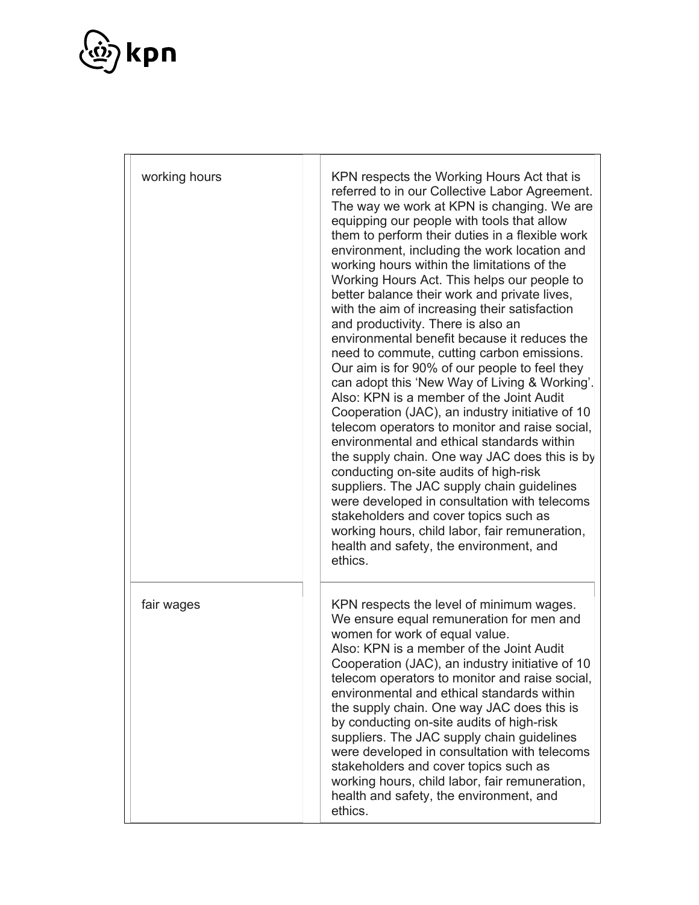| | |
|---|---|
| working hours | KPN respects the Working Hours Act that is referred to in our Collective Labor Agreement. The way we work at KPN is changing. We are equipping our people with tools that allow them to perform their duties in a flexible work environment, including the work location and working hours within the limitations of the Working Hours Act. This helps our people to better balance their work and private lives, with the aim of increasing their satisfaction and productivity. There is also an environmental benefit because it reduces the need to commute, cutting carbon emissions. Our aim is for 90% of our people to feel they can adopt this 'New Way of Living & Working'. Also: KPN is a member of the Joint Audit Cooperation (JAC), an industry initiative of 10 telecom operators to monitor and raise social, environmental and ethical standards within the supply chain. One way JAC does this is by conducting on-site audits of high-risk suppliers. The JAC supply chain guidelines were developed in consultation with telecoms stakeholders and cover topics such as working hours, child labor, fair remuneration, health and safety, the environment, and ethics. |
| fair wages | KPN respects the level of minimum wages. We ensure equal remuneration for men and women for work of equal value. Also: KPN is a member of the Joint Audit Cooperation (JAC), an industry initiative of 10 telecom operators to monitor and raise social, environmental and ethical standards within the supply chain. One way JAC does this is by conducting on-site audits of high-risk suppliers. The JAC supply chain guidelines were developed in consultation with telecoms stakeholders and cover topics such as working hours, child labor, fair remuneration, health and safety, the environment, and ethics. |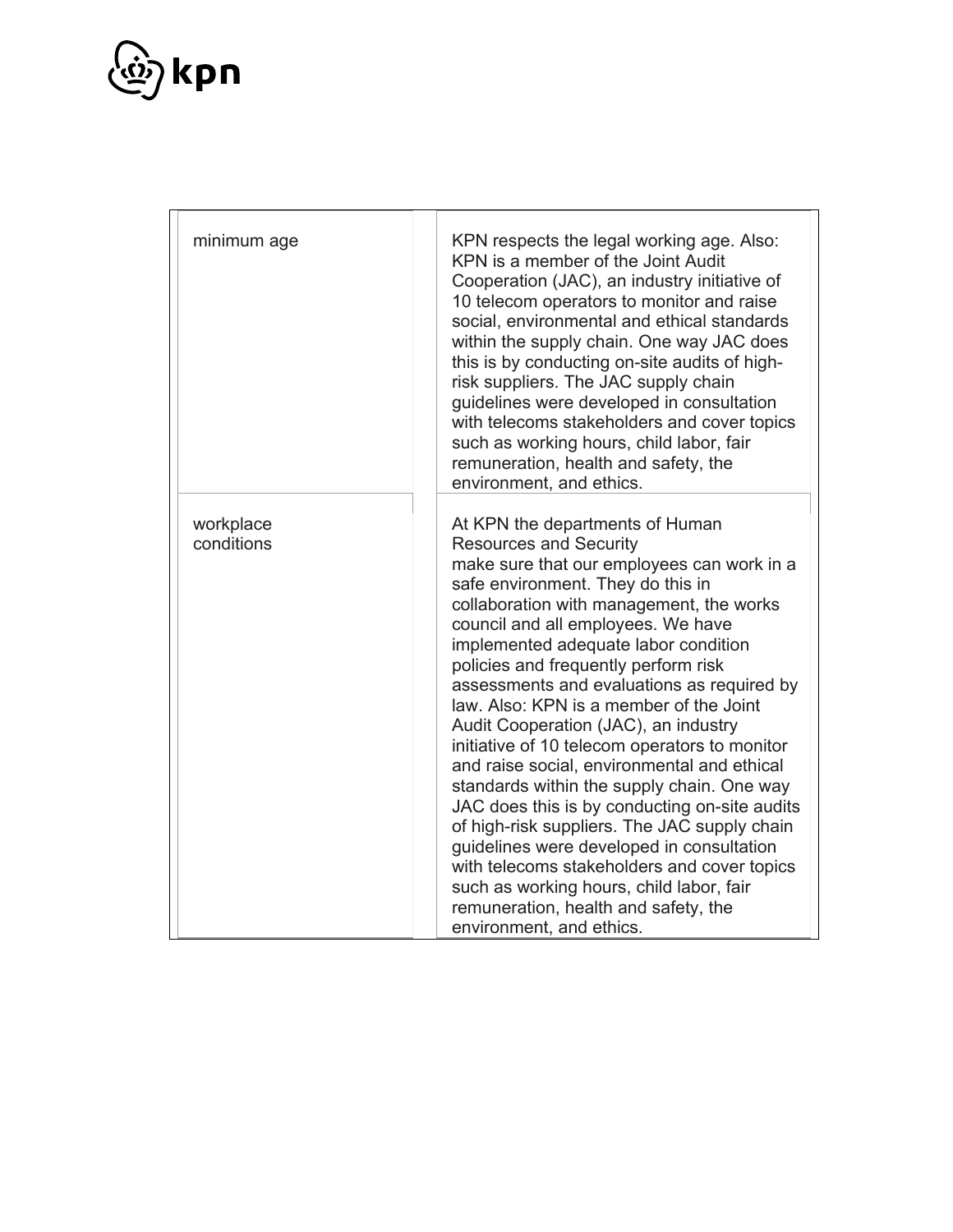| | |
|---|---|
| minimum age | KPN respects the legal working age. Also: KPN is a member of the Joint Audit Cooperation (JAC), an industry initiative of 10 telecom operators to monitor and raise social, environmental and ethical standards within the supply chain. One way JAC does this is by conducting on-site audits of high-risk suppliers. The JAC supply chain guidelines were developed in consultation with telecoms stakeholders and cover topics such as working hours, child labor, fair remuneration, health and safety, the environment, and ethics. |
| workplace conditions | At KPN the departments of Human Resources and Security make sure that our employees can work in a safe environment. They do this in collaboration with management, the works council and all employees. We have implemented adequate labor condition policies and frequently perform risk assessments and evaluations as required by law. Also: KPN is a member of the Joint Audit Cooperation (JAC), an industry initiative of 10 telecom operators to monitor and raise social, environmental and ethical standards within the supply chain. One way JAC does this is by conducting on-site audits of high-risk suppliers. The JAC supply chain guidelines were developed in consultation with telecoms stakeholders and cover topics such as working hours, child labor, fair remuneration, health and safety, the environment, and ethics. |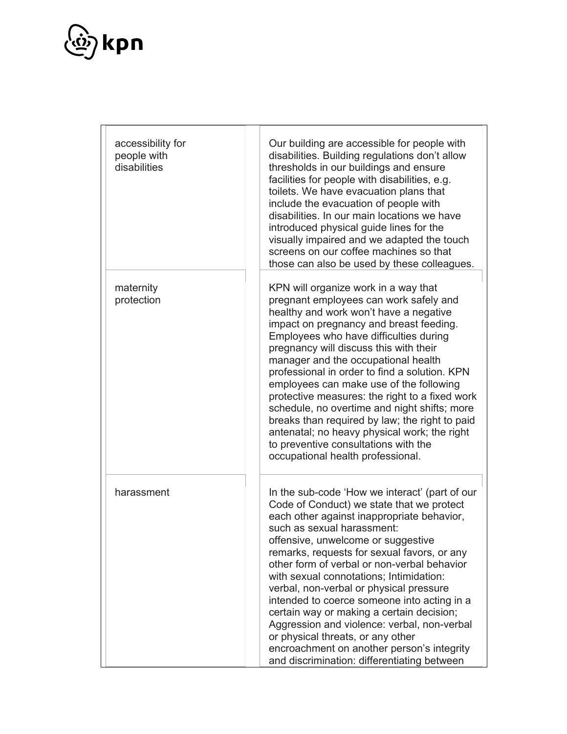| | |
|---|---|
| accessibility for people with disabilities | Our building are accessible for people with disabilities. Building regulations don't allow thresholds in our buildings and ensure facilities for people with disabilities, e.g. toilets. We have evacuation plans that include the evacuation of people with disabilities. In our main locations we have introduced physical guide lines for the visually impaired and we adapted the touch screens on our coffee machines so that those can also be used by these colleagues. |
| maternity protection | KPN will organize work in a way that pregnant employees can work safely and healthy and work won't have a negative impact on pregnancy and breast feeding. Employees who have difficulties during pregnancy will discuss this with their manager and the occupational health professional in order to find a solution. KPN employees can make use of the following protective measures: the right to a fixed work schedule, no overtime and night shifts; more breaks than required by law; the right to paid antenatal; no heavy physical work; the right to preventive consultations with the occupational health professional. |
| harassment | In the sub-code 'How we interact' (part of our Code of Conduct) we state that we protect each other against inappropriate behavior, such as sexual harassment: offensive, unwelcome or suggestive remarks, requests for sexual favors, or any other form of verbal or non-verbal behavior with sexual connotations; Intimidation: verbal, non-verbal or physical pressure intended to coerce someone into acting in a certain way or making a certain decision; Aggression and violence: verbal, non-verbal or physical threats, or any other encroachment on another person's integrity and discrimination: differentiating between |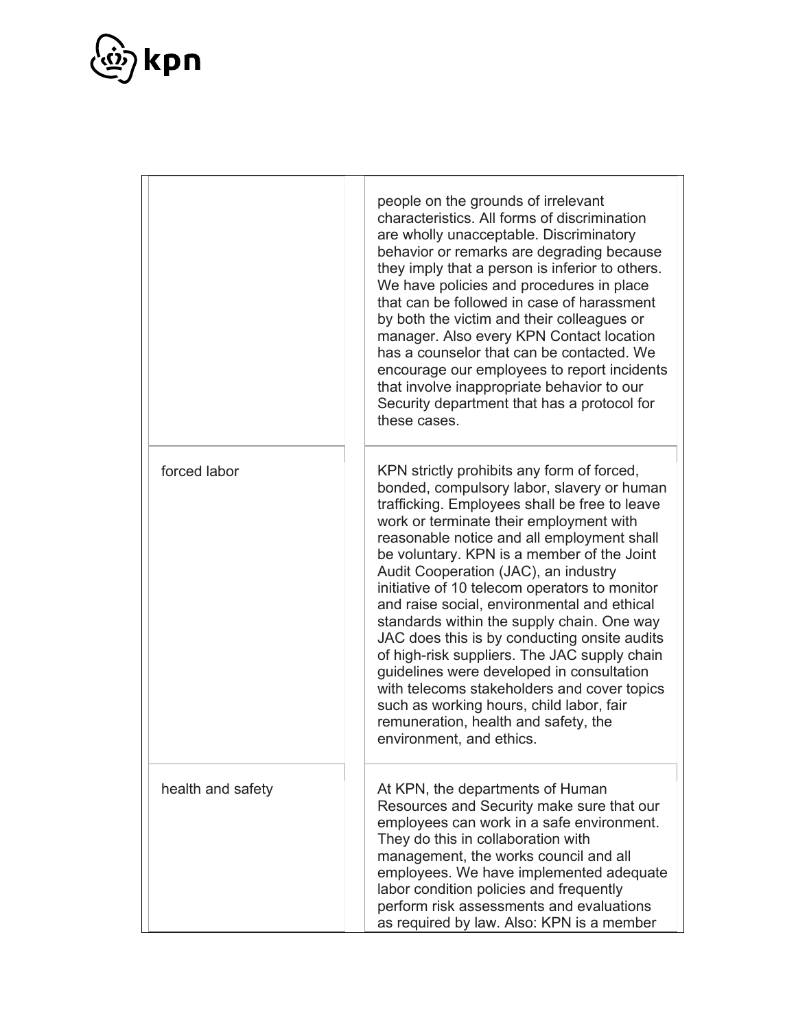| | |
|---|---|
| | people on the grounds of irrelevant characteristics. All forms of discrimination are wholly unacceptable. Discriminatory behavior or remarks are degrading because they imply that a person is inferior to others. We have policies and procedures in place that can be followed in case of harassment by both the victim and their colleagues or manager. Also every KPN Contact location has a counselor that can be contacted. We encourage our employees to report incidents that involve inappropriate behavior to our Security department that has a protocol for these cases. |
| forced labor | KPN strictly prohibits any form of forced, bonded, compulsory labor, slavery or human trafficking. Employees shall be free to leave work or terminate their employment with reasonable notice and all employment shall be voluntary. KPN is a member of the Joint Audit Cooperation (JAC), an industry initiative of 10 telecom operators to monitor and raise social, environmental and ethical standards within the supply chain. One way JAC does this is by conducting onsite audits of high-risk suppliers. The JAC supply chain guidelines were developed in consultation with telecoms stakeholders and cover topics such as working hours, child labor, fair remuneration, health and safety, the environment, and ethics. |
| health and safety | At KPN, the departments of Human Resources and Security make sure that our employees can work in a safe environment. They do this in collaboration with management, the works council and all employees. We have implemented adequate labor condition policies and frequently perform risk assessments and evaluations as required by law. Also: KPN is a member |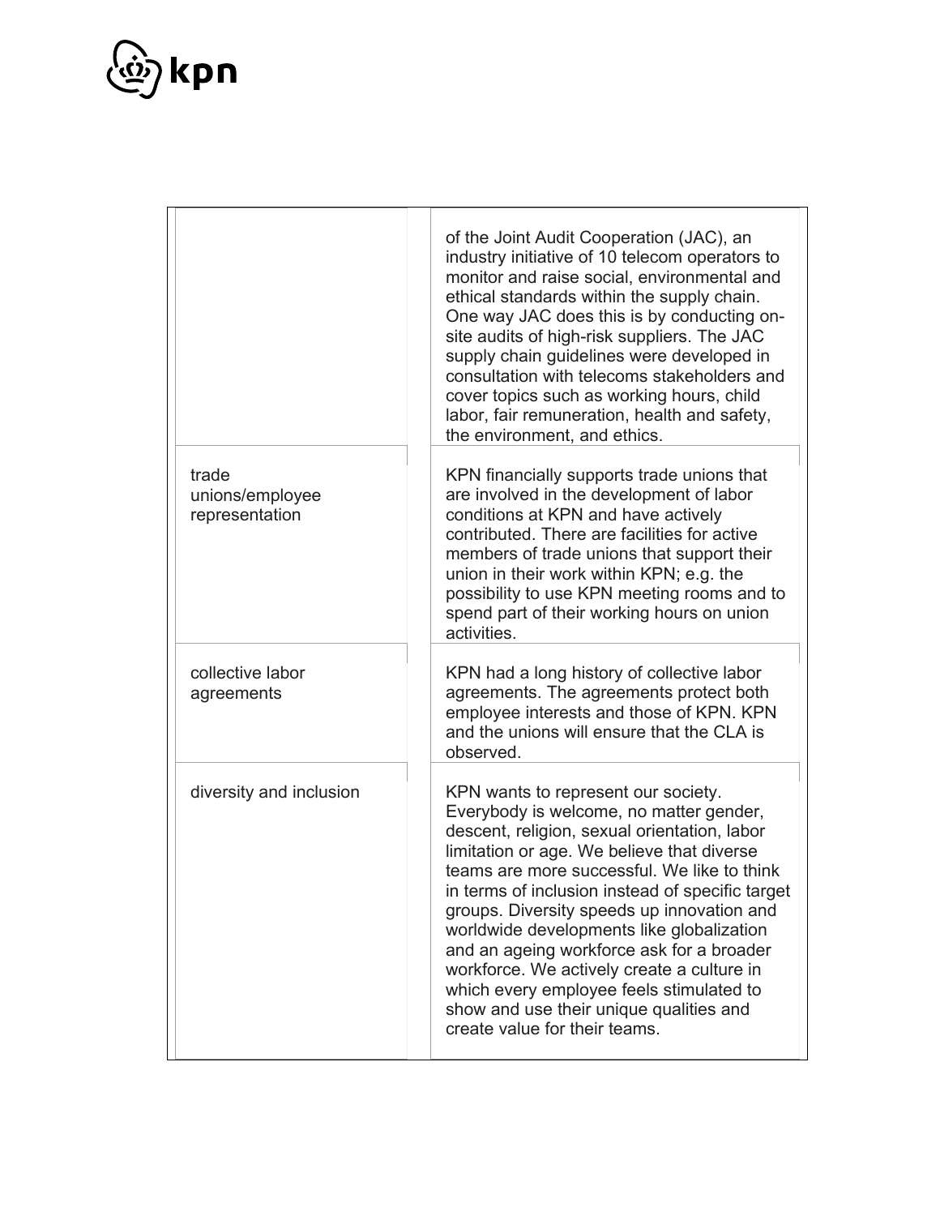| | |
|---|---|
| | of the Joint Audit Cooperation (JAC), an industry initiative of 10 telecom operators to monitor and raise social, environmental and ethical standards within the supply chain. One way JAC does this is by conducting on-site audits of high-risk suppliers. The JAC supply chain guidelines were developed in consultation with telecoms stakeholders and cover topics such as working hours, child labor, fair remuneration, health and safety, the environment, and ethics. |
| trade unions/employee representation | KPN financially supports trade unions that are involved in the development of labor conditions at KPN and have actively contributed. There are facilities for active members of trade unions that support their union in their work within KPN; e.g. the possibility to use KPN meeting rooms and to spend part of their working hours on union activities. |
| collective labor agreements | KPN had a long history of collective labor agreements. The agreements protect both employee interests and those of KPN. KPN and the unions will ensure that the CLA is observed. |
| diversity and inclusion | KPN wants to represent our society. Everybody is welcome, no matter gender, descent, religion, sexual orientation, labor limitation or age. We believe that diverse teams are more successful. We like to think in terms of inclusion instead of specific target groups. Diversity speeds up innovation and worldwide developments like globalization and an ageing workforce ask for a broader workforce. We actively create a culture in which every employee feels stimulated to show and use their unique qualities and create value for their teams. |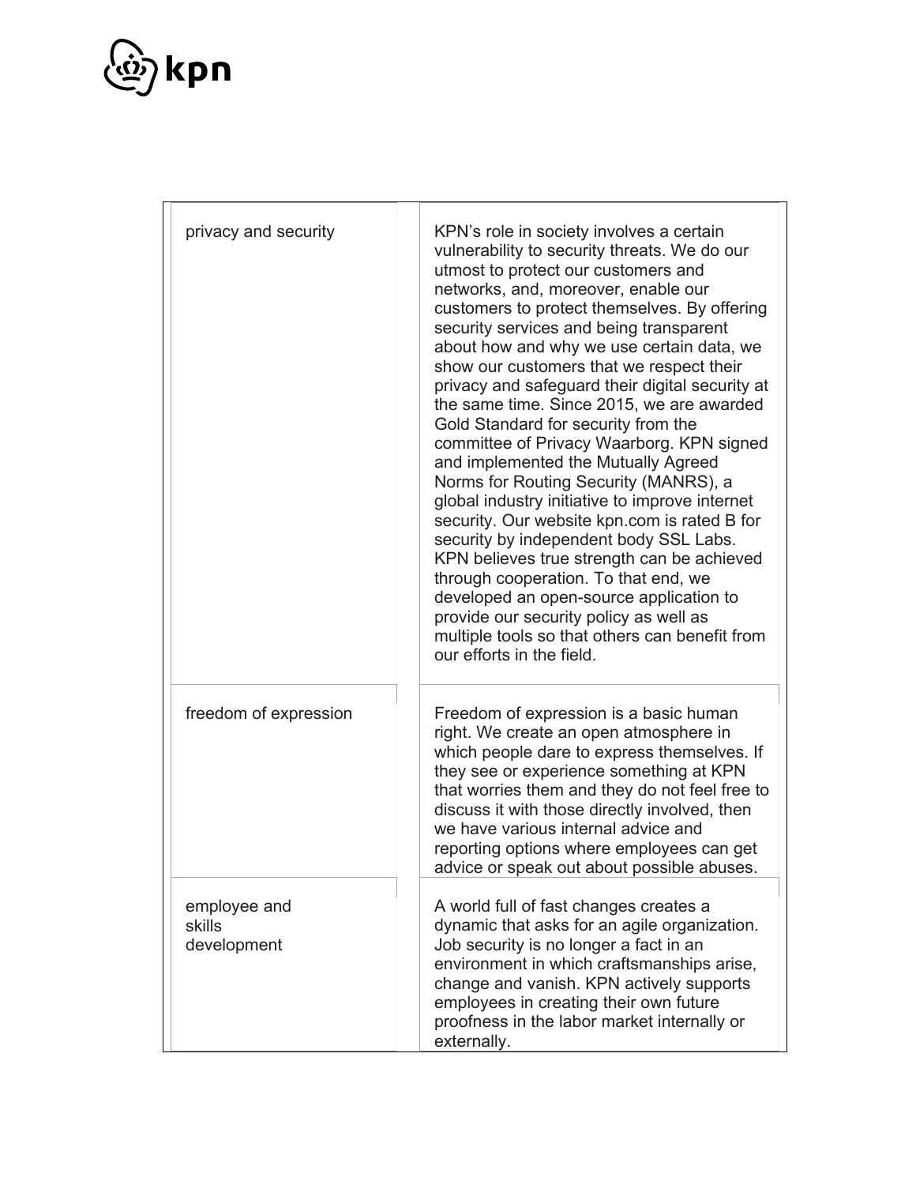| | |
|---|---|
| privacy and security | KPN's role in society involves a certain vulnerability to security threats. We do our utmost to protect our customers and networks, and, moreover, enable our customers to protect themselves. By offering security services and being transparent about how and why we use certain data, we show our customers that we respect their privacy and safeguard their digital security at the same time. Since 2015, we are awarded Gold Standard for security from the committee of Privacy Waarborg. KPN signed and implemented the Mutually Agreed Norms for Routing Security (MANRS), a global industry initiative to improve internet security. Our website kpn.com is rated B for security by independent body SSL Labs. KPN believes true strength can be achieved through cooperation. To that end, we developed an open-source application to provide our security policy as well as multiple tools so that others can benefit from our efforts in the field. |
| freedom of expression | Freedom of expression is a basic human right. We create an open atmosphere in which people dare to express themselves. If they see or experience something at KPN that worries them and they do not feel free to discuss it with those directly involved, then we have various internal advice and reporting options where employees can get advice or speak out about possible abuses. |
| employee and skills development | A world full of fast changes creates a dynamic that asks for an agile organization. Job security is no longer a fact in an environment in which craftsmanships arise, change and vanish. KPN actively supports employees in creating their own future proofness in the labor market internally or externally. |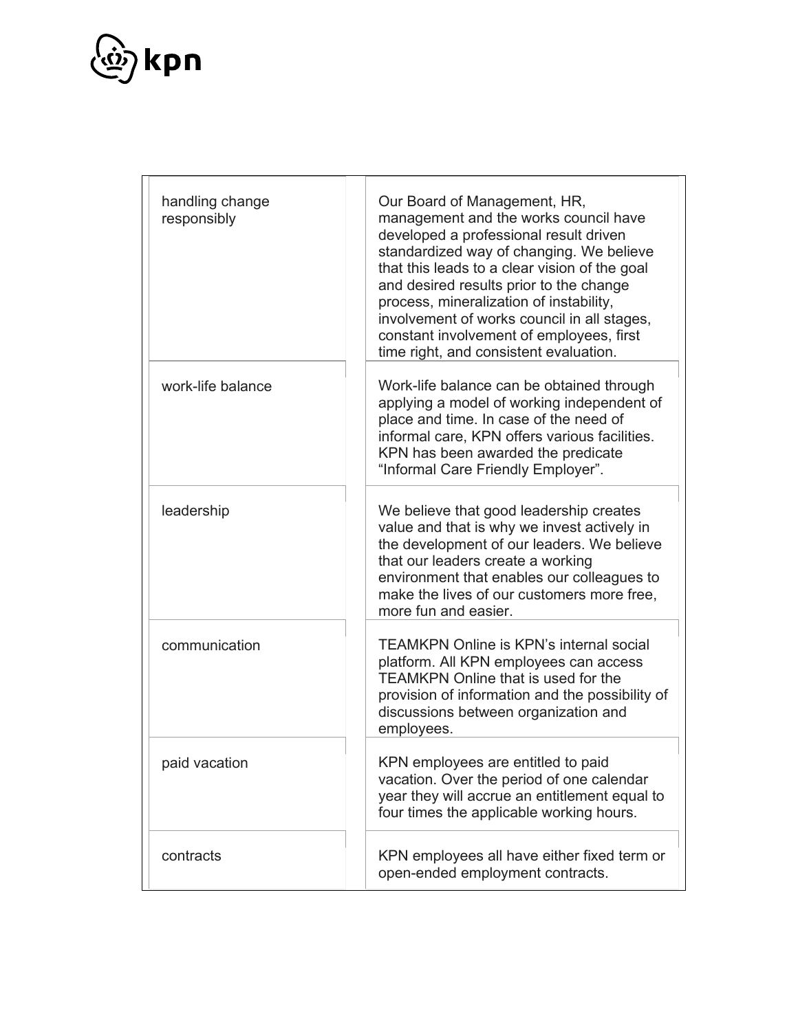| | |
|---|---|
| handling change responsibly | Our Board of Management, HR, management and the works council have developed a professional result driven standardized way of changing. We believe that this leads to a clear vision of the goal and desired results prior to the change process, mineralization of instability, involvement of works council in all stages, constant involvement of employees, first time right, and consistent evaluation. |
| work-life balance | Work-life balance can be obtained through applying a model of working independent of place and time. In case of the need of informal care, KPN offers various facilities. KPN has been awarded the predicate “Informal Care Friendly Employer”. |
| leadership | We believe that good leadership creates value and that is why we invest actively in the development of our leaders. We believe that our leaders create a working environment that enables our colleagues to make the lives of our customers more free, more fun and easier. |
| communication | TEAMKPN Online is KPN’s internal social platform. All KPN employees can access TEAMKPN Online that is used for the provision of information and the possibility of discussions between organization and employees. |
| paid vacation | KPN employees are entitled to paid vacation. Over the period of one calendar year they will accrue an entitlement equal to four times the applicable working hours. |
| contracts | KPN employees all have either fixed term or open-ended employment contracts. |